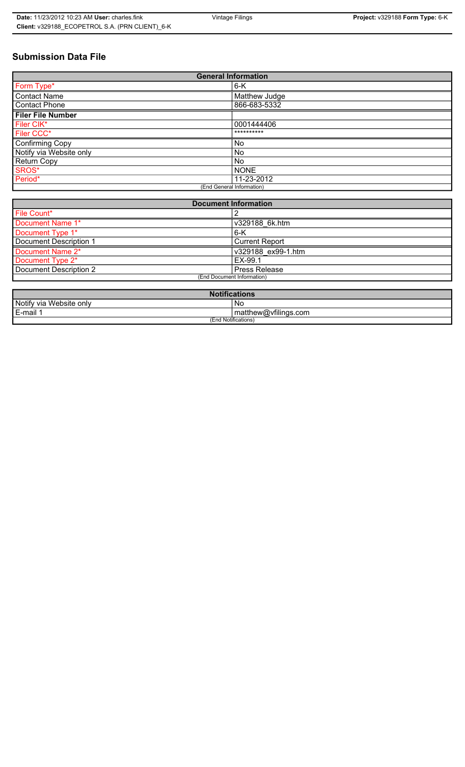# Submission Data File

| General Information | |
|---|---|
| Form Type* | 6-K |
| Contact Name | Matthew Judge |
| Contact Phone | 866-683-5332 |
| **Filer File Number** | |
| Filer CIK* | 0001444406 |
| Filer CCC* | ********** |
| Confirming Copy | No |
| Notify via Website only | No |
| Return Copy | No |
| SROS* | NONE |
| Period* | 11-23-2012 |
| (End General Information) | |

| Document Information | |
|---|---|
| File Count* | 2 |
| Document Name 1* | v329188_6k.htm |
| Document Type 1* | 6-K |
| Document Description 1 | Current Report |
| Document Name 2* | v329188_ex99-1.htm |
| Document Type 2* | EX-99.1 |
| Document Description 2 | Press Release |
| (End Document Information) | |

| Notifications | |
|---|---|
| Notify via Website only | No |
| E-mail 1 | matthew@vfilings.com |
| (End Notifications) | |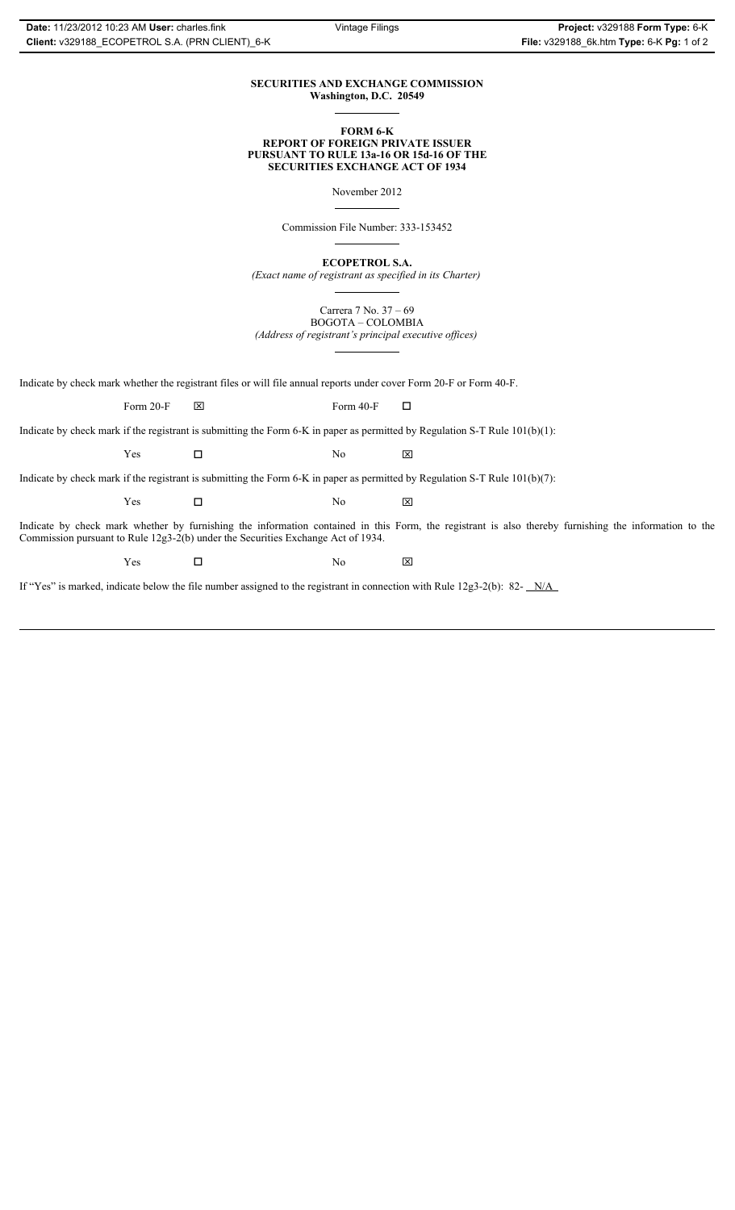**SECURITIES AND EXCHANGE COMMISSION**
**Washington, D.C. 20549**

**FORM 6-K**
**REPORT OF FOREIGN PRIVATE ISSUER**
**PURSUANT TO RULE 13a-16 OR 15d-16 OF THE**
**SECURITIES EXCHANGE ACT OF 1934**

November 2012

Commission File Number: 333-153452

**ECOPETROL S.A.**
*(Exact name of registrant as specified in its Charter)*

Carrera 7 No. 37 – 69
BOGOTA – COLOMBIA
*(Address of registrant's principal executive offices)*

Indicate by check mark whether the registrant files or will file annual reports under cover Form 20-F or Form 40-F.

Form 20-F ☒ Form 40-F ☐

Indicate by check mark if the registrant is submitting the Form 6-K in paper as permitted by Regulation S-T Rule 101(b)(1):

Yes ☐ No ☒

Indicate by check mark if the registrant is submitting the Form 6-K in paper as permitted by Regulation S-T Rule 101(b)(7):

Yes ☐ No ☒

Indicate by check mark whether by furnishing the information contained in this Form, the registrant is also thereby furnishing the information to the Commission pursuant to Rule 12g3-2(b) under the Securities Exchange Act of 1934.

Yes ☐ No ☒

If "Yes" is marked, indicate below the file number assigned to the registrant in connection with Rule 12g3-2(b): 82- N/A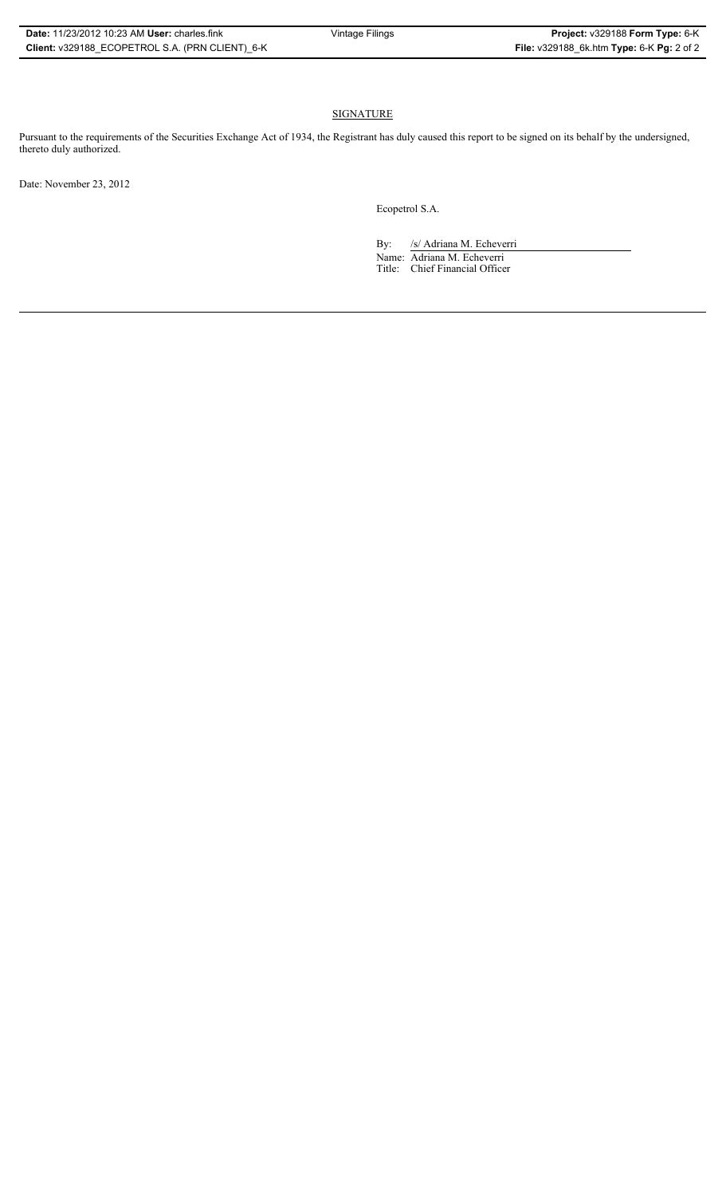## SIGNATURE

Pursuant to the requirements of the Securities Exchange Act of 1934, the Registrant has duly caused this report to be signed on its behalf by the undersigned, thereto duly authorized.

Date: November 23, 2012

Ecopetrol S.A.

By: /s/ Adriana M. Echeverri

Name: Adriana M. Echeverri

Title: Chief Financial Officer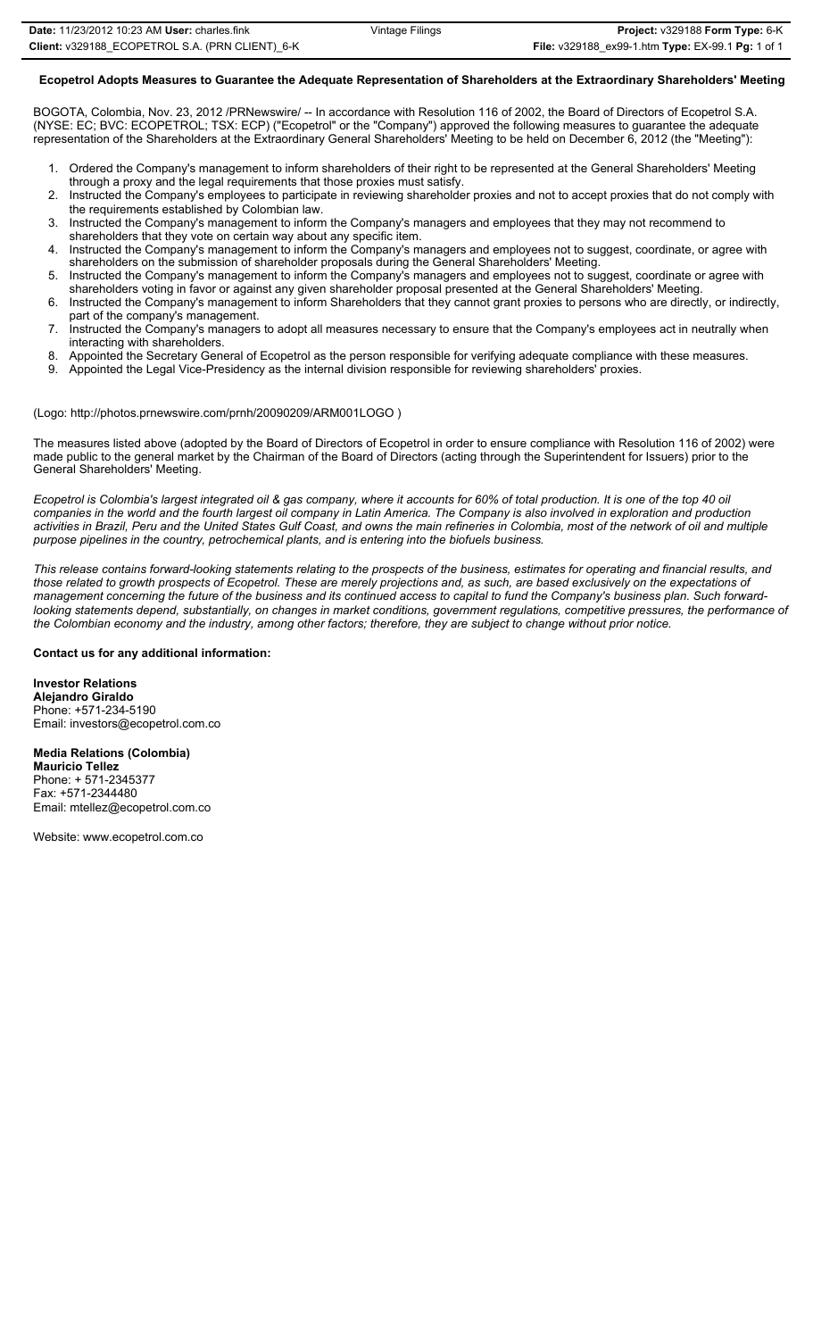**Ecopetrol Adopts Measures to Guarantee the Adequate Representation of Shareholders at the Extraordinary Shareholders' Meeting**

BOGOTA, Colombia, Nov. 23, 2012 /PRNewswire/ -- In accordance with Resolution 116 of 2002, the Board of Directors of Ecopetrol S.A. (NYSE: EC; BVC: ECOPETROL; TSX: ECP) ("Ecopetrol" or the "Company") approved the following measures to guarantee the adequate representation of the Shareholders at the Extraordinary General Shareholders' Meeting to be held on December 6, 2012 (the "Meeting"):

1. Ordered the Company's management to inform shareholders of their right to be represented at the General Shareholders' Meeting through a proxy and the legal requirements that those proxies must satisfy.
2. Instructed the Company's employees to participate in reviewing shareholder proxies and not to accept proxies that do not comply with the requirements established by Colombian law.
3. Instructed the Company's management to inform the Company's managers and employees that they may not recommend to shareholders that they vote on certain way about any specific item.
4. Instructed the Company's management to inform the Company's managers and employees not to suggest, coordinate, or agree with shareholders on the submission of shareholder proposals during the General Shareholders' Meeting.
5. Instructed the Company's management to inform the Company's managers and employees not to suggest, coordinate or agree with shareholders voting in favor or against any given shareholder proposal presented at the General Shareholders' Meeting.
6. Instructed the Company's management to inform Shareholders that they cannot grant proxies to persons who are directly, or indirectly, part of the company's management.
7. Instructed the Company's managers to adopt all measures necessary to ensure that the Company's employees act in neutrally when interacting with shareholders.
8. Appointed the Secretary General of Ecopetrol as the person responsible for verifying adequate compliance with these measures.
9. Appointed the Legal Vice-Presidency as the internal division responsible for reviewing shareholders' proxies.

(Logo: http://photos.prnewswire.com/prnh/20090209/ARM001LOGO )

The measures listed above (adopted by the Board of Directors of Ecopetrol in order to ensure compliance with Resolution 116 of 2002) were made public to the general market by the Chairman of the Board of Directors (acting through the Superintendent for Issuers) prior to the General Shareholders' Meeting.

*Ecopetrol is Colombia's largest integrated oil & gas company, where it accounts for 60% of total production. It is one of the top 40 oil companies in the world and the fourth largest oil company in Latin America. The Company is also involved in exploration and production activities in Brazil, Peru and the United States Gulf Coast, and owns the main refineries in Colombia, most of the network of oil and multiple purpose pipelines in the country, petrochemical plants, and is entering into the biofuels business.*

*This release contains forward-looking statements relating to the prospects of the business, estimates for operating and financial results, and those related to growth prospects of Ecopetrol. These are merely projections and, as such, are based exclusively on the expectations of management concerning the future of the business and its continued access to capital to fund the Company's business plan. Such forward-looking statements depend, substantially, on changes in market conditions, government regulations, competitive pressures, the performance of the Colombian economy and the industry, among other factors; therefore, they are subject to change without prior notice.*

**Contact us for any additional information:**

**Investor Relations**
**Alejandro Giraldo**
Phone: +571-234-5190
Email: investors@ecopetrol.com.co

**Media Relations (Colombia)**
**Mauricio Tellez**
Phone: + 571-2345377
Fax: +571-2344480
Email: mtellez@ecopetrol.com.co

Website: www.ecopetrol.com.co